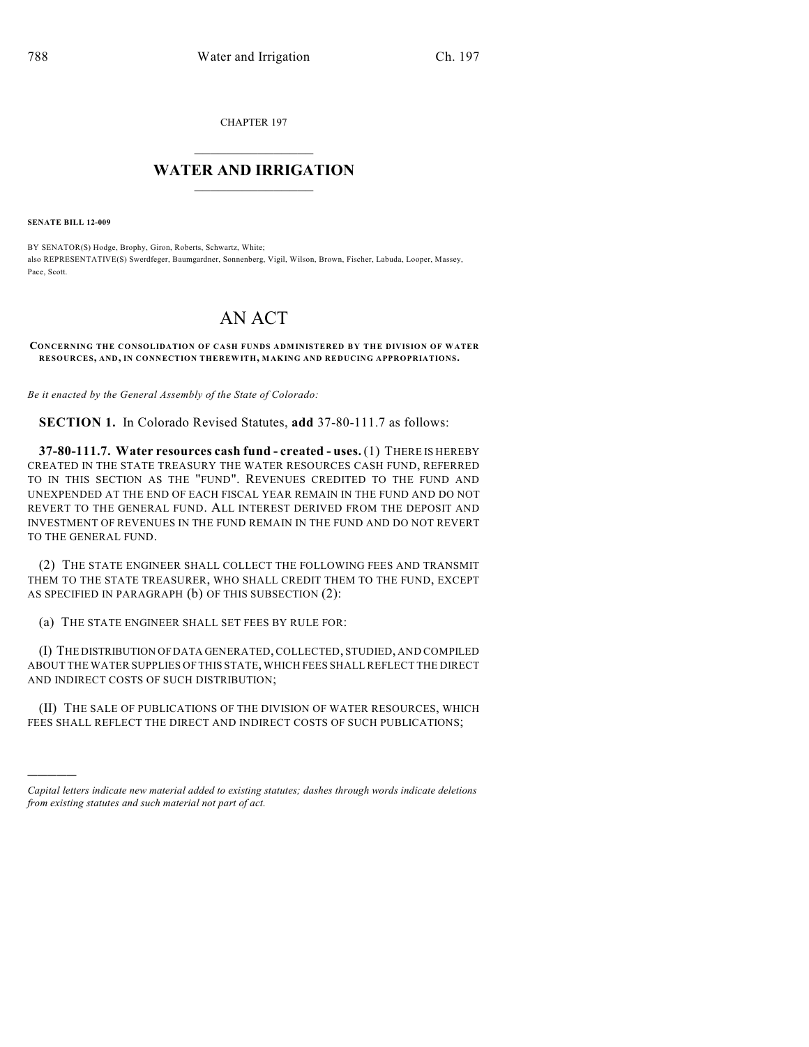CHAPTER 197

# WATER AND IRRIGATION

**SENATE BILL 12-009**

BY SENATOR(S) Hodge, Brophy, Giron, Roberts, Schwartz, White;
also REPRESENTATIVE(S) Swerdfeger, Baumgardner, Sonnenberg, Vigil, Wilson, Brown, Fischer, Labuda, Looper, Massey, Pace, Scott.

# AN ACT

**CONCERNING THE CONSOLIDATION OF CASH FUNDS ADMINISTERED BY THE DIVISION OF WATER RESOURCES, AND, IN CONNECTION THEREWITH, MAKING AND REDUCING APPROPRIATIONS.**

*Be it enacted by the General Assembly of the State of Colorado:*

**SECTION 1.** In Colorado Revised Statutes, **add** 37-80-111.7 as follows:

**37-80-111.7. Water resources cash fund - created - uses.** (1) THERE IS HEREBY CREATED IN THE STATE TREASURY THE WATER RESOURCES CASH FUND, REFERRED TO IN THIS SECTION AS THE "FUND". REVENUES CREDITED TO THE FUND AND UNEXPENDED AT THE END OF EACH FISCAL YEAR REMAIN IN THE FUND AND DO NOT REVERT TO THE GENERAL FUND. ALL INTEREST DERIVED FROM THE DEPOSIT AND INVESTMENT OF REVENUES IN THE FUND REMAIN IN THE FUND AND DO NOT REVERT TO THE GENERAL FUND.

(2) THE STATE ENGINEER SHALL COLLECT THE FOLLOWING FEES AND TRANSMIT THEM TO THE STATE TREASURER, WHO SHALL CREDIT THEM TO THE FUND, EXCEPT AS SPECIFIED IN PARAGRAPH (b) OF THIS SUBSECTION (2):

(a) THE STATE ENGINEER SHALL SET FEES BY RULE FOR:

(I) THE DISTRIBUTION OF DATA GENERATED, COLLECTED, STUDIED, AND COMPILED ABOUT THE WATER SUPPLIES OF THIS STATE, WHICH FEES SHALL REFLECT THE DIRECT AND INDIRECT COSTS OF SUCH DISTRIBUTION;

(II) THE SALE OF PUBLICATIONS OF THE DIVISION OF WATER RESOURCES, WHICH FEES SHALL REFLECT THE DIRECT AND INDIRECT COSTS OF SUCH PUBLICATIONS;

---

*Capital letters indicate new material added to existing statutes; dashes through words indicate deletions from existing statutes and such material not part of act.*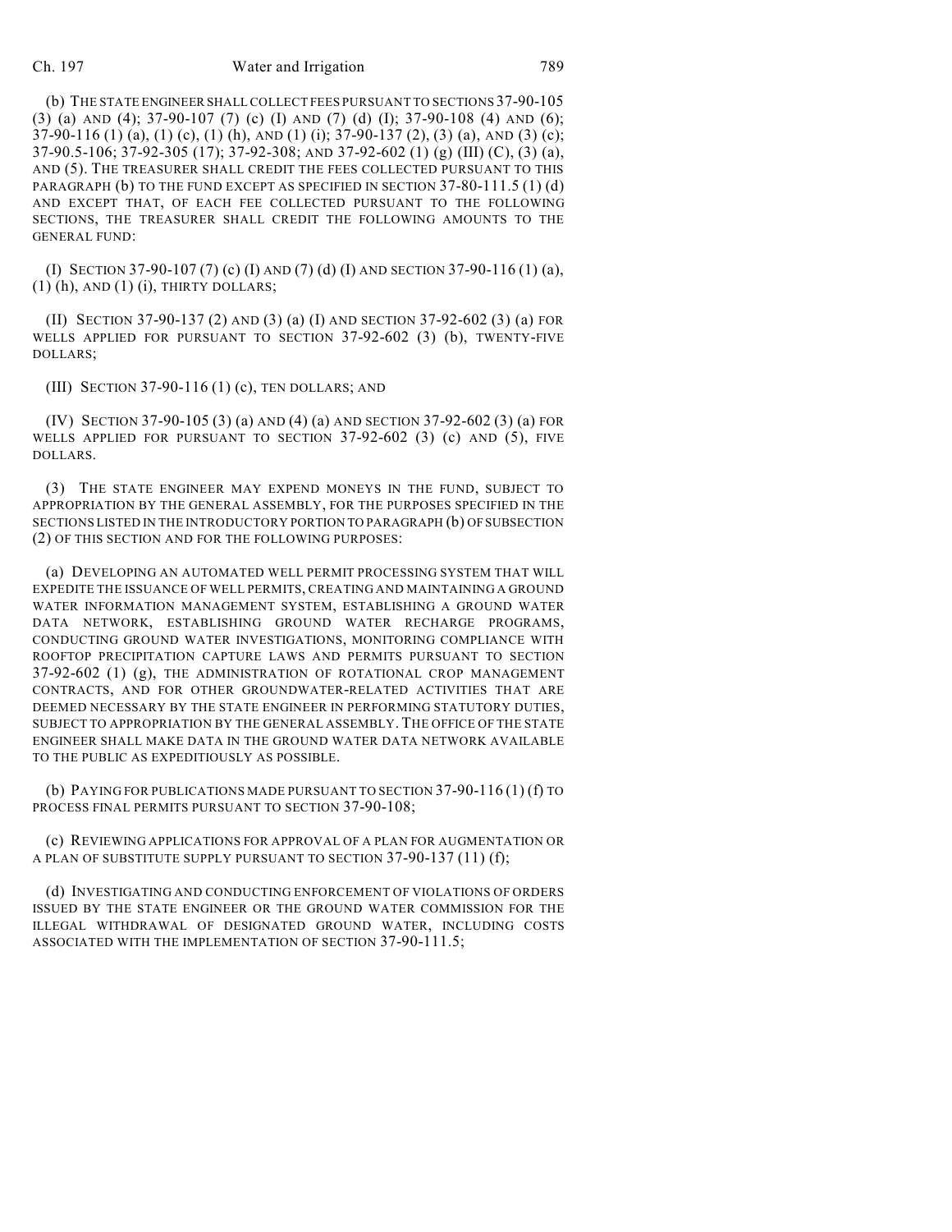(b) THE STATE ENGINEER SHALL COLLECT FEES PURSUANT TO SECTIONS 37-90-105 (3) (a) AND (4); 37-90-107 (7) (c) (I) AND (7) (d) (I); 37-90-108 (4) AND (6); 37-90-116 (1) (a), (1) (c), (1) (h), AND (1) (i); 37-90-137 (2), (3) (a), AND (3) (c); 37-90.5-106; 37-92-305 (17); 37-92-308; AND 37-92-602 (1) (g) (III) (C), (3) (a), AND (5). THE TREASURER SHALL CREDIT THE FEES COLLECTED PURSUANT TO THIS PARAGRAPH (b) TO THE FUND EXCEPT AS SPECIFIED IN SECTION 37-80-111.5 (1) (d) AND EXCEPT THAT, OF EACH FEE COLLECTED PURSUANT TO THE FOLLOWING SECTIONS, THE TREASURER SHALL CREDIT THE FOLLOWING AMOUNTS TO THE GENERAL FUND:

(I) SECTION 37-90-107 (7) (c) (I) AND (7) (d) (I) AND SECTION 37-90-116 (1) (a), (1) (h), AND (1) (i), THIRTY DOLLARS;

(II) SECTION 37-90-137 (2) AND (3) (a) (I) AND SECTION 37-92-602 (3) (a) FOR WELLS APPLIED FOR PURSUANT TO SECTION 37-92-602 (3) (b), TWENTY-FIVE DOLLARS;

(III) SECTION 37-90-116 (1) (c), TEN DOLLARS; AND

(IV) SECTION 37-90-105 (3) (a) AND (4) (a) AND SECTION 37-92-602 (3) (a) FOR WELLS APPLIED FOR PURSUANT TO SECTION 37-92-602 (3) (c) AND (5), FIVE DOLLARS.

(3) THE STATE ENGINEER MAY EXPEND MONEYS IN THE FUND, SUBJECT TO APPROPRIATION BY THE GENERAL ASSEMBLY, FOR THE PURPOSES SPECIFIED IN THE SECTIONS LISTED IN THE INTRODUCTORY PORTION TO PARAGRAPH (b) OF SUBSECTION (2) OF THIS SECTION AND FOR THE FOLLOWING PURPOSES:

(a) DEVELOPING AN AUTOMATED WELL PERMIT PROCESSING SYSTEM THAT WILL EXPEDITE THE ISSUANCE OF WELL PERMITS, CREATING AND MAINTAINING A GROUND WATER INFORMATION MANAGEMENT SYSTEM, ESTABLISHING A GROUND WATER DATA NETWORK, ESTABLISHING GROUND WATER RECHARGE PROGRAMS, CONDUCTING GROUND WATER INVESTIGATIONS, MONITORING COMPLIANCE WITH ROOFTOP PRECIPITATION CAPTURE LAWS AND PERMITS PURSUANT TO SECTION 37-92-602 (1) (g), THE ADMINISTRATION OF ROTATIONAL CROP MANAGEMENT CONTRACTS, AND FOR OTHER GROUNDWATER-RELATED ACTIVITIES THAT ARE DEEMED NECESSARY BY THE STATE ENGINEER IN PERFORMING STATUTORY DUTIES, SUBJECT TO APPROPRIATION BY THE GENERAL ASSEMBLY. THE OFFICE OF THE STATE ENGINEER SHALL MAKE DATA IN THE GROUND WATER DATA NETWORK AVAILABLE TO THE PUBLIC AS EXPEDITIOUSLY AS POSSIBLE.

(b) PAYING FOR PUBLICATIONS MADE PURSUANT TO SECTION 37-90-116 (1) (f) TO PROCESS FINAL PERMITS PURSUANT TO SECTION 37-90-108;

(c) REVIEWING APPLICATIONS FOR APPROVAL OF A PLAN FOR AUGMENTATION OR A PLAN OF SUBSTITUTE SUPPLY PURSUANT TO SECTION 37-90-137 (11) (f);

(d) INVESTIGATING AND CONDUCTING ENFORCEMENT OF VIOLATIONS OF ORDERS ISSUED BY THE STATE ENGINEER OR THE GROUND WATER COMMISSION FOR THE ILLEGAL WITHDRAWAL OF DESIGNATED GROUND WATER, INCLUDING COSTS ASSOCIATED WITH THE IMPLEMENTATION OF SECTION 37-90-111.5;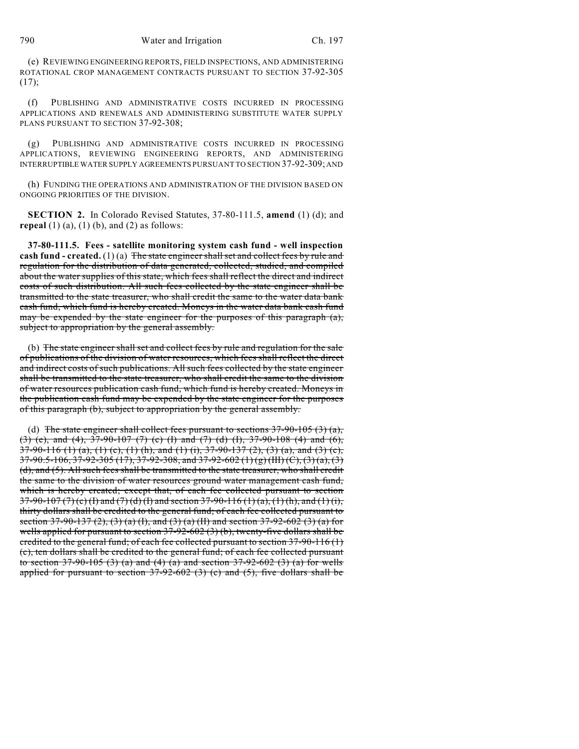(e) REVIEWING ENGINEERING REPORTS, FIELD INSPECTIONS, AND ADMINISTERING ROTATIONAL CROP MANAGEMENT CONTRACTS PURSUANT TO SECTION 37-92-305 (17);

(f) PUBLISHING AND ADMINISTRATIVE COSTS INCURRED IN PROCESSING APPLICATIONS AND RENEWALS AND ADMINISTERING SUBSTITUTE WATER SUPPLY PLANS PURSUANT TO SECTION 37-92-308;

(g) PUBLISHING AND ADMINISTRATIVE COSTS INCURRED IN PROCESSING APPLICATIONS, REVIEWING ENGINEERING REPORTS, AND ADMINISTERING INTERRUPTIBLE WATER SUPPLY AGREEMENTS PURSUANT TO SECTION 37-92-309; AND

(h) FUNDING THE OPERATIONS AND ADMINISTRATION OF THE DIVISION BASED ON ONGOING PRIORITIES OF THE DIVISION.

**SECTION 2.** In Colorado Revised Statutes, 37-80-111.5, **amend** (1) (d); and **repeal** (1) (a), (1) (b), and (2) as follows:

**37-80-111.5. Fees - satellite monitoring system cash fund - well inspection cash fund - created.** (1) (a) ~~The state engineer shall set and collect fees by rule and regulation for the distribution of data generated, collected, studied, and compiled about the water supplies of this state, which fees shall reflect the direct and indirect costs of such distribution. All such fees collected by the state engineer shall be transmitted to the state treasurer, who shall credit the same to the water data bank cash fund, which fund is hereby created. Moneys in the water data bank cash fund may be expended by the state engineer for the purposes of this paragraph (a), subject to appropriation by the general assembly.~~

(b) ~~The state engineer shall set and collect fees by rule and regulation for the sale of publications of the division of water resources, which fees shall reflect the direct and indirect costs of such publications. All such fees collected by the state engineer shall be transmitted to the state treasurer, who shall credit the same to the division of water resources publication cash fund, which fund is hereby created. Moneys in the publication cash fund may be expended by the state engineer for the purposes of this paragraph (b), subject to appropriation by the general assembly.~~

(d) ~~The state engineer shall collect fees pursuant to sections 37-90-105 (3) (a), (3) (c), and (4), 37-90-107 (7) (c) (I) and (7) (d) (I), 37-90-108 (4) and (6), 37-90-116 (1) (a), (1) (c), (1) (h), and (1) (i), 37-90-137 (2), (3) (a), and (3) (c), 37-90.5-106, 37-92-305 (17), 37-92-308, and 37-92-602 (1) (g) (III) (C), (3) (a), (3) (d), and (5). All such fees shall be transmitted to the state treasurer, who shall credit the same to the division of water resources ground water management cash fund, which is hereby created; except that, of each fee collected pursuant to section 37-90-107 (7) (c) (I) and (7) (d) (I) and section 37-90-116 (1) (a), (1) (h), and (1) (i), thirty dollars shall be credited to the general fund; of each fee collected pursuant to section 37-90-137 (2), (3) (a) (I), and (3) (a) (II) and section 37-92-602 (3) (a) for wells applied for pursuant to section 37-92-602 (3) (b), twenty-five dollars shall be credited to the general fund; of each fee collected pursuant to section 37-90-116 (1) (c), ten dollars shall be credited to the general fund; of each fee collected pursuant to section 37-90-105 (3) (a) and (4) (a) and section 37-92-602 (3) (a) for wells applied for pursuant to section 37-92-602 (3) (c) and (5), five dollars shall be~~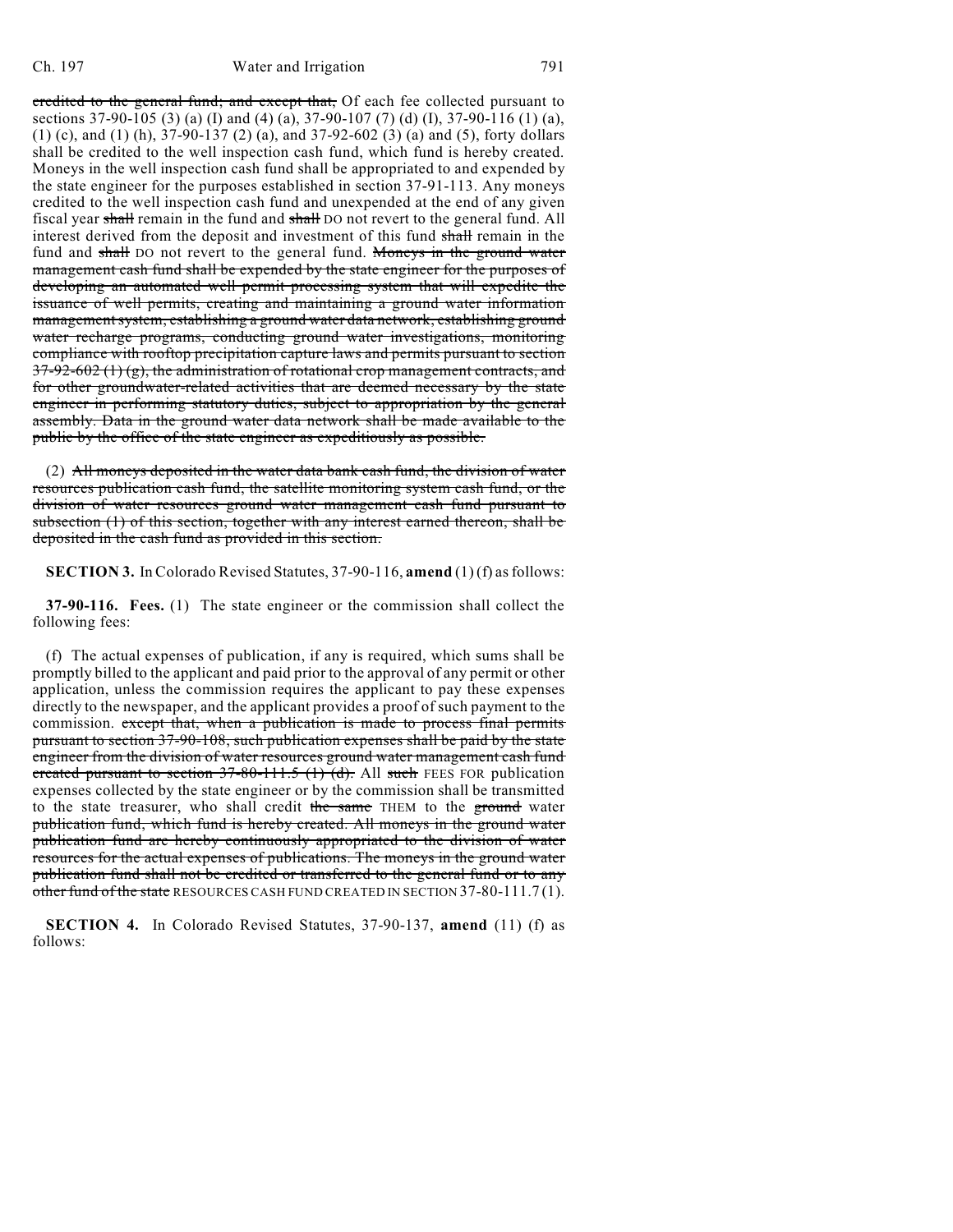~~credited to the general fund; and except that,~~ Of each fee collected pursuant to sections 37-90-105 (3) (a) (I) and (4) (a), 37-90-107 (7) (d) (I), 37-90-116 (1) (a), (1) (c), and (1) (h), 37-90-137 (2) (a), and 37-92-602 (3) (a) and (5), forty dollars shall be credited to the well inspection cash fund, which fund is hereby created. Moneys in the well inspection cash fund shall be appropriated to and expended by the state engineer for the purposes established in section 37-91-113. Any moneys credited to the well inspection cash fund and unexpended at the end of any given fiscal year ~~shall~~ remain in the fund and ~~shall~~ DO not revert to the general fund. All interest derived from the deposit and investment of this fund ~~shall~~ remain in the fund and ~~shall~~ DO not revert to the general fund. ~~Moneys in the ground water management cash fund shall be expended by the state engineer for the purposes of developing an automated well permit processing system that will expedite the issuance of well permits, creating and maintaining a ground water information management system, establishing a ground water data network, establishing ground water recharge programs, conducting ground water investigations, monitoring compliance with rooftop precipitation capture laws and permits pursuant to section 37-92-602 (1) (g), the administration of rotational crop management contracts, and for other groundwater-related activities that are deemed necessary by the state engineer in performing statutory duties, subject to appropriation by the general assembly. Data in the ground water data network shall be made available to the public by the office of the state engineer as expeditiously as possible.~~

(2) ~~All moneys deposited in the water data bank cash fund, the division of water resources publication cash fund, the satellite monitoring system cash fund, or the division of water resources ground water management cash fund pursuant to subsection (1) of this section, together with any interest earned thereon, shall be deposited in the cash fund as provided in this section.~~

**SECTION 3.** In Colorado Revised Statutes, 37-90-116, **amend** (1) (f) as follows:

**37-90-116. Fees.** (1) The state engineer or the commission shall collect the following fees:

(f) The actual expenses of publication, if any is required, which sums shall be promptly billed to the applicant and paid prior to the approval of any permit or other application, unless the commission requires the applicant to pay these expenses directly to the newspaper, and the applicant provides a proof of such payment to the commission. ~~except that, when a publication is made to process final permits pursuant to section 37-90-108, such publication expenses shall be paid by the state engineer from the division of water resources ground water management cash fund created pursuant to section 37-80-111.5 (1) (d).~~ All ~~such~~ FEES FOR publication expenses collected by the state engineer or by the commission shall be transmitted to the state treasurer, who shall credit ~~the same~~ THEM to the ~~ground~~ water ~~publication fund, which fund is hereby created. All moneys in the ground water publication fund are hereby continuously appropriated to the division of water resources for the actual expenses of publications. The moneys in the ground water publication fund shall not be credited or transferred to the general fund or to any other fund of the state~~ RESOURCES CASH FUND CREATED IN SECTION 37-80-111.7 (1).

**SECTION 4.** In Colorado Revised Statutes, 37-90-137, **amend** (11) (f) as follows: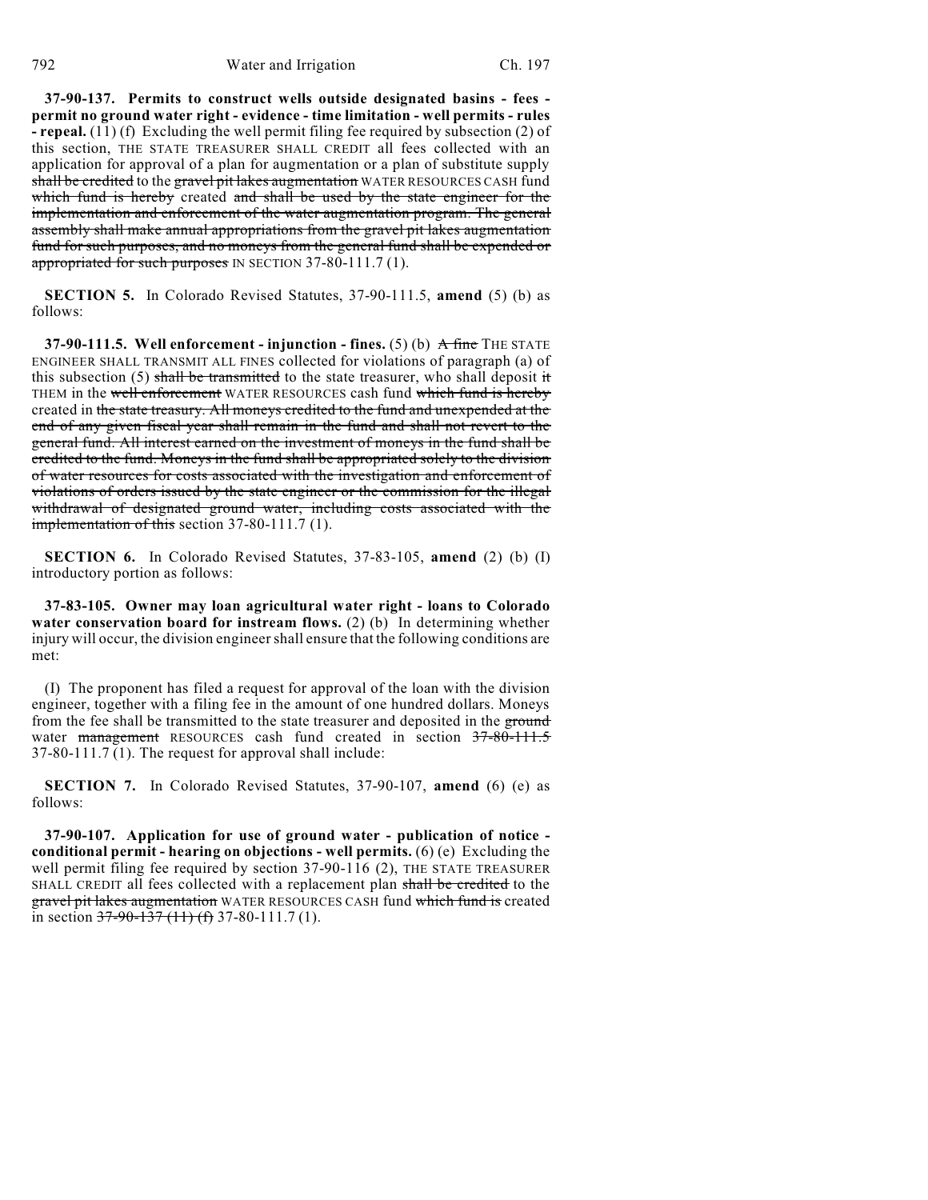**37-90-137. Permits to construct wells outside designated basins - fees - permit no ground water right - evidence - time limitation - well permits - rules - repeal.** (11) (f) Excluding the well permit filing fee required by subsection (2) of this section, THE STATE TREASURER SHALL CREDIT all fees collected with an application for approval of a plan for augmentation or a plan of substitute supply ~~shall be credited~~ to the ~~gravel pit lakes augmentation~~ WATER RESOURCES CASH fund ~~which fund is hereby~~ created ~~and shall be used by the state engineer for the implementation and enforcement of the water augmentation program. The general assembly shall make annual appropriations from the gravel pit lakes augmentation fund for such purposes, and no moneys from the general fund shall be expended or appropriated for such purposes~~ IN SECTION 37-80-111.7 (1).

**SECTION 5.** In Colorado Revised Statutes, 37-90-111.5, **amend** (5) (b) as follows:

**37-90-111.5. Well enforcement - injunction - fines.** (5) (b) ~~A fine~~ THE STATE ENGINEER SHALL TRANSMIT ALL FINES collected for violations of paragraph (a) of this subsection (5) ~~shall be transmitted~~ to the state treasurer, who shall deposit ~~it~~ THEM in the ~~well enforcement~~ WATER RESOURCES cash fund ~~which fund is hereby~~ created in ~~the state treasury. All moneys credited to the fund and unexpended at the end of any given fiscal year shall remain in the fund and shall not revert to the general fund. All interest earned on the investment of moneys in the fund shall be credited to the fund. Moneys in the fund shall be appropriated solely to the division of water resources for costs associated with the investigation and enforcement of violations of orders issued by the state engineer or the commission for the illegal withdrawal of designated ground water, including costs associated with the implementation of this~~ section 37-80-111.7 (1).

**SECTION 6.** In Colorado Revised Statutes, 37-83-105, **amend** (2) (b) (I) introductory portion as follows:

**37-83-105. Owner may loan agricultural water right - loans to Colorado water conservation board for instream flows.** (2) (b) In determining whether injury will occur, the division engineer shall ensure that the following conditions are met:

(I) The proponent has filed a request for approval of the loan with the division engineer, together with a filing fee in the amount of one hundred dollars. Moneys from the fee shall be transmitted to the state treasurer and deposited in the ~~ground~~ water ~~management~~ RESOURCES cash fund created in section ~~37-80-111.5~~ 37-80-111.7 (1). The request for approval shall include:

**SECTION 7.** In Colorado Revised Statutes, 37-90-107, **amend** (6) (e) as follows:

**37-90-107. Application for use of ground water - publication of notice - conditional permit - hearing on objections - well permits.** (6) (e) Excluding the well permit filing fee required by section 37-90-116 (2), THE STATE TREASURER SHALL CREDIT all fees collected with a replacement plan ~~shall be credited~~ to the ~~gravel pit lakes augmentation~~ WATER RESOURCES CASH fund ~~which fund is~~ created in section ~~37-90-137 (11) (f)~~ 37-80-111.7 (1).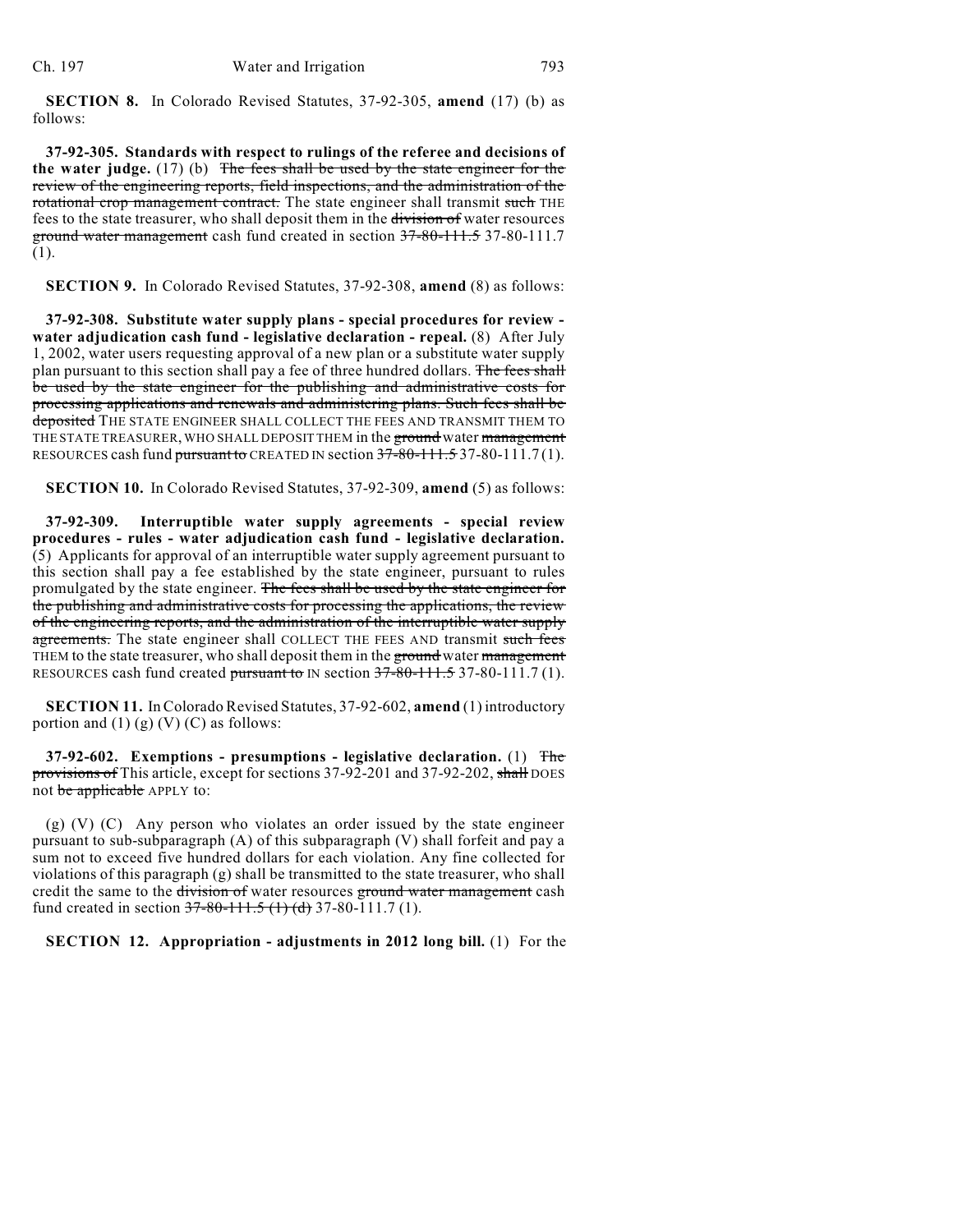**SECTION 8.** In Colorado Revised Statutes, 37-92-305, **amend** (17) (b) as follows:

**37-92-305. Standards with respect to rulings of the referee and decisions of the water judge.** (17) (b) ~~The fees shall be used by the state engineer for the review of the engineering reports, field inspections, and the administration of the rotational crop management contract.~~ The state engineer shall transmit ~~such~~ THE fees to the state treasurer, who shall deposit them in the ~~division of~~ water resources ~~ground water management~~ cash fund created in section ~~37-80-111.5~~ 37-80-111.7 (1).

**SECTION 9.** In Colorado Revised Statutes, 37-92-308, **amend** (8) as follows:

**37-92-308. Substitute water supply plans - special procedures for review - water adjudication cash fund - legislative declaration - repeal.** (8) After July 1, 2002, water users requesting approval of a new plan or a substitute water supply plan pursuant to this section shall pay a fee of three hundred dollars. ~~The fees shall be used by the state engineer for the publishing and administrative costs for processing applications and renewals and administering plans. Such fees shall be deposited~~ THE STATE ENGINEER SHALL COLLECT THE FEES AND TRANSMIT THEM TO THE STATE TREASURER, WHO SHALL DEPOSIT THEM in the ~~ground~~ water ~~management~~ RESOURCES cash fund ~~pursuant to~~ CREATED IN section ~~37-80-111.5~~ 37-80-111.7 (1).

**SECTION 10.** In Colorado Revised Statutes, 37-92-309, **amend** (5) as follows:

**37-92-309. Interruptible water supply agreements - special review procedures - rules - water adjudication cash fund - legislative declaration.** (5) Applicants for approval of an interruptible water supply agreement pursuant to this section shall pay a fee established by the state engineer, pursuant to rules promulgated by the state engineer. ~~The fees shall be used by the state engineer for the publishing and administrative costs for processing the applications, the review of the engineering reports, and the administration of the interruptible water supply agreements.~~ The state engineer shall COLLECT THE FEES AND transmit ~~such fees~~ THEM to the state treasurer, who shall deposit them in the ~~ground~~ water ~~management~~ RESOURCES cash fund created ~~pursuant to~~ IN section ~~37-80-111.5~~ 37-80-111.7 (1).

**SECTION 11.** In Colorado Revised Statutes, 37-92-602, **amend** (1) introductory portion and (1) (g) (V) (C) as follows:

**37-92-602. Exemptions - presumptions - legislative declaration.** (1) ~~The provisions of~~ This article, except for sections 37-92-201 and 37-92-202, ~~shall~~ DOES not ~~be applicable~~ APPLY to:

(g) (V) (C) Any person who violates an order issued by the state engineer pursuant to sub-subparagraph (A) of this subparagraph (V) shall forfeit and pay a sum not to exceed five hundred dollars for each violation. Any fine collected for violations of this paragraph (g) shall be transmitted to the state treasurer, who shall credit the same to the ~~division of~~ water resources ~~ground water management~~ cash fund created in section ~~37-80-111.5 (1) (d)~~ 37-80-111.7 (1).

**SECTION 12. Appropriation - adjustments in 2012 long bill.** (1) For the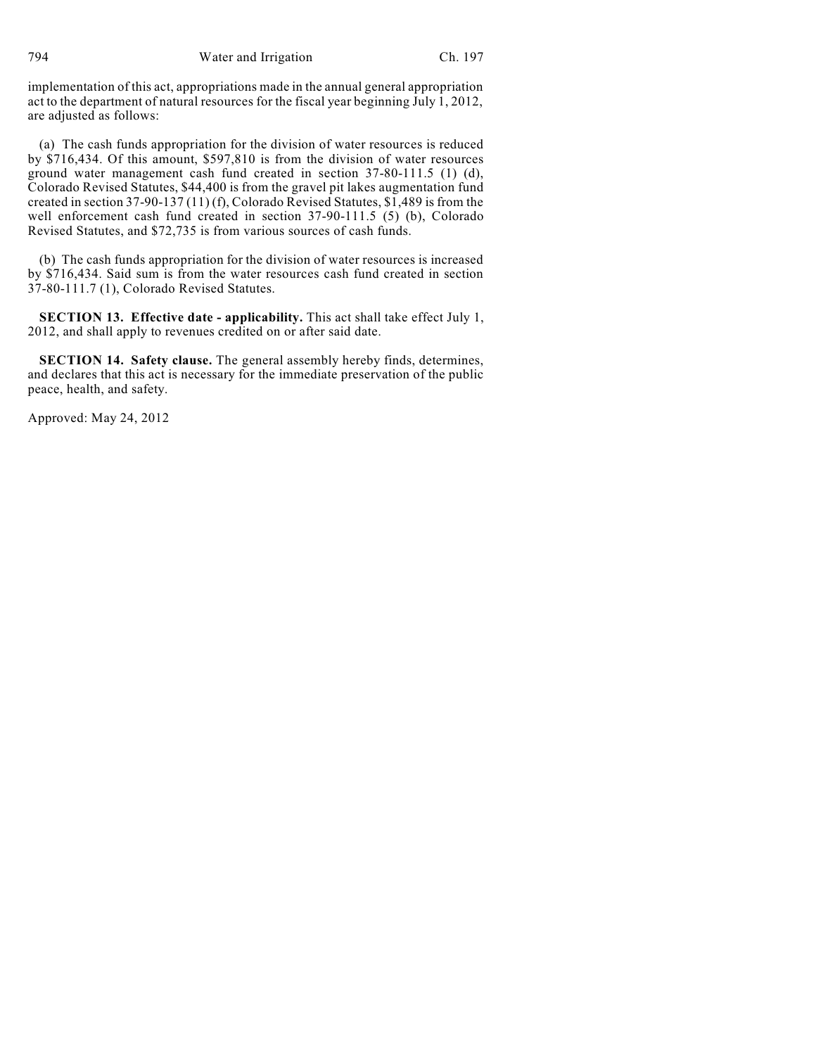implementation of this act, appropriations made in the annual general appropriation act to the department of natural resources for the fiscal year beginning July 1, 2012, are adjusted as follows:

(a) The cash funds appropriation for the division of water resources is reduced by $716,434. Of this amount, $597,810 is from the division of water resources ground water management cash fund created in section 37-80-111.5 (1) (d), Colorado Revised Statutes, $44,400 is from the gravel pit lakes augmentation fund created in section 37-90-137 (11) (f), Colorado Revised Statutes, $1,489 is from the well enforcement cash fund created in section 37-90-111.5 (5) (b), Colorado Revised Statutes, and $72,735 is from various sources of cash funds.

(b) The cash funds appropriation for the division of water resources is increased by $716,434. Said sum is from the water resources cash fund created in section 37-80-111.7 (1), Colorado Revised Statutes.

**SECTION 13. Effective date - applicability.** This act shall take effect July 1, 2012, and shall apply to revenues credited on or after said date.

**SECTION 14. Safety clause.** The general assembly hereby finds, determines, and declares that this act is necessary for the immediate preservation of the public peace, health, and safety.

Approved: May 24, 2012